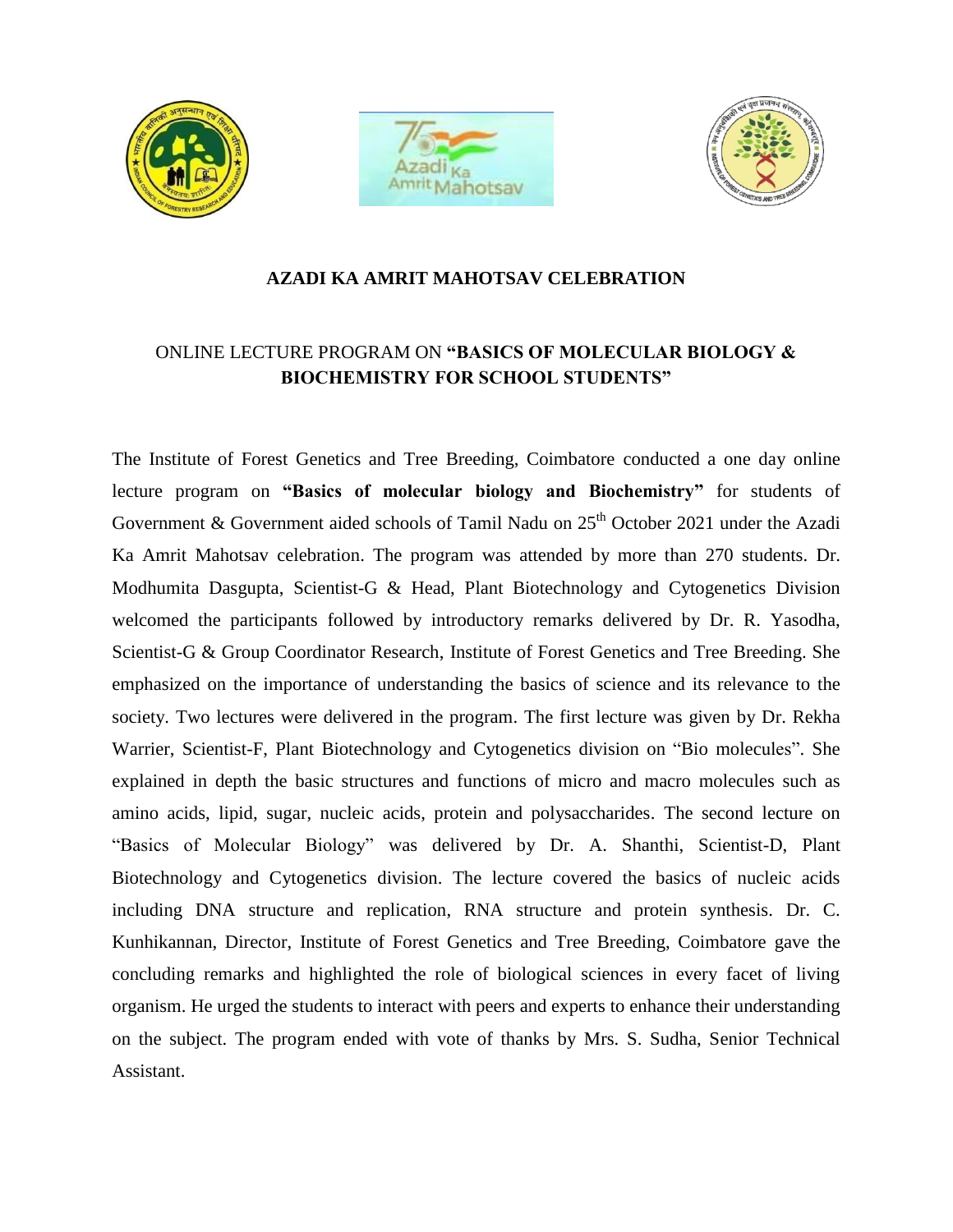**AZADI KA AMRIT MAHOTSAV CELEBRATION**

ONLINE LECTURE PROGRAM ON **"BASICS OF MOLECULAR BIOLOGY & BIOCHEMISTRY FOR SCHOOL STUDENTS"**

The Institute of Forest Genetics and Tree Breeding, Coimbatore conducted a one day online lecture program on **"Basics of molecular biology and Biochemistry"** for students of Government & Government aided schools of Tamil Nadu on 25th October 2021 under the Azadi Ka Amrit Mahotsav celebration. The program was attended by more than 270 students. Dr. Modhumita Dasgupta, Scientist-G & Head, Plant Biotechnology and Cytogenetics Division welcomed the participants followed by introductory remarks delivered by Dr. R. Yasodha, Scientist-G & Group Coordinator Research, Institute of Forest Genetics and Tree Breeding. She emphasized on the importance of understanding the basics of science and its relevance to the society. Two lectures were delivered in the program. The first lecture was given by Dr. Rekha Warrier, Scientist-F, Plant Biotechnology and Cytogenetics division on "Bio molecules". She explained in depth the basic structures and functions of micro and macro molecules such as amino acids, lipid, sugar, nucleic acids, protein and polysaccharides. The second lecture on "Basics of Molecular Biology" was delivered by Dr. A. Shanthi, Scientist-D, Plant Biotechnology and Cytogenetics division. The lecture covered the basics of nucleic acids including DNA structure and replication, RNA structure and protein synthesis. Dr. C. Kunhikannan, Director, Institute of Forest Genetics and Tree Breeding, Coimbatore gave the concluding remarks and highlighted the role of biological sciences in every facet of living organism. He urged the students to interact with peers and experts to enhance their understanding on the subject. The program ended with vote of thanks by Mrs. S. Sudha, Senior Technical Assistant.